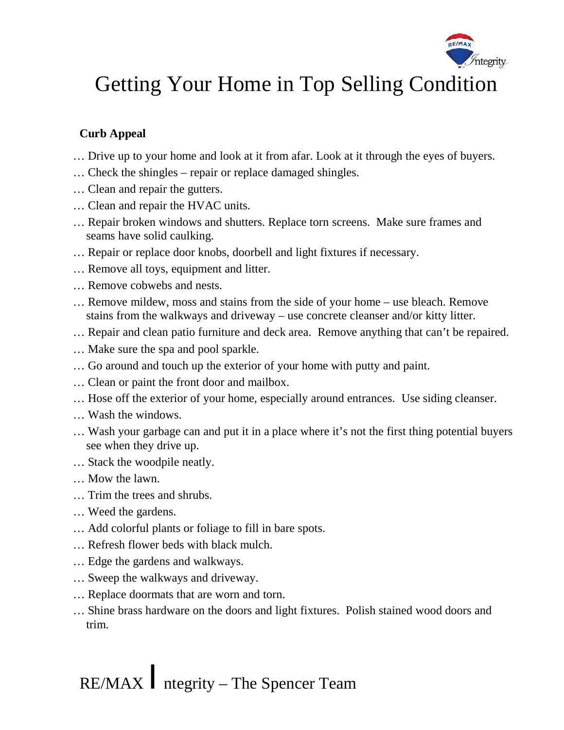# Getting Your Home in Top Selling Condition

**Curb Appeal**

… Drive up to your home and look at it from afar. Look at it through the eyes of buyers.

… Check the shingles – repair or replace damaged shingles.

… Clean and repair the gutters.

… Clean and repair the HVAC units.

… Repair broken windows and shutters. Replace torn screens. Make sure frames and seams have solid caulking.

… Repair or replace door knobs, doorbell and light fixtures if necessary.

… Remove all toys, equipment and litter.

… Remove cobwebs and nests.

… Remove mildew, moss and stains from the side of your home – use bleach. Remove stains from the walkways and driveway – use concrete cleanser and/or kitty litter.

… Repair and clean patio furniture and deck area. Remove anything that can't be repaired.

… Make sure the spa and pool sparkle.

… Go around and touch up the exterior of your home with putty and paint.

… Clean or paint the front door and mailbox.

… Hose off the exterior of your home, especially around entrances. Use siding cleanser.

… Wash the windows.

… Wash your garbage can and put it in a place where it's not the first thing potential buyers see when they drive up.

… Stack the woodpile neatly.

… Mow the lawn.

… Trim the trees and shrubs.

… Weed the gardens.

… Add colorful plants or foliage to fill in bare spots.

… Refresh flower beds with black mulch.

… Edge the gardens and walkways.

… Sweep the walkways and driveway.

… Replace doormats that are worn and torn.

… Shine brass hardware on the doors and light fixtures. Polish stained wood doors and trim.

RE/MAX Integrity – The Spencer Team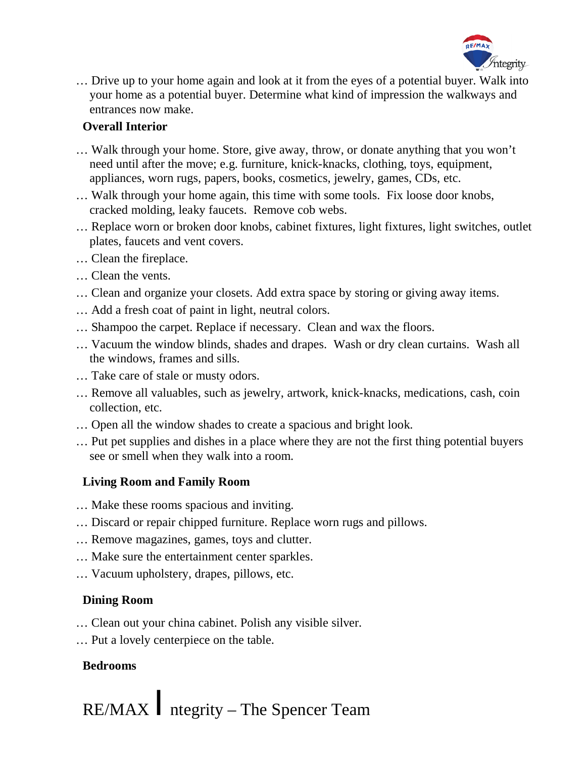… Drive up to your home again and look at it from the eyes of a potential buyer. Walk into your home as a potential buyer. Determine what kind of impression the walkways and entrances now make.

**Overall Interior**

… Walk through your home. Store, give away, throw, or donate anything that you won't need until after the move; e.g. furniture, knick-knacks, clothing, toys, equipment, appliances, worn rugs, papers, books, cosmetics, jewelry, games, CDs, etc.

… Walk through your home again, this time with some tools. Fix loose door knobs, cracked molding, leaky faucets. Remove cob webs.

… Replace worn or broken door knobs, cabinet fixtures, light fixtures, light switches, outlet plates, faucets and vent covers.

… Clean the fireplace.

… Clean the vents.

… Clean and organize your closets. Add extra space by storing or giving away items.

… Add a fresh coat of paint in light, neutral colors.

… Shampoo the carpet. Replace if necessary. Clean and wax the floors.

… Vacuum the window blinds, shades and drapes. Wash or dry clean curtains. Wash all the windows, frames and sills.

… Take care of stale or musty odors.

… Remove all valuables, such as jewelry, artwork, knick-knacks, medications, cash, coin collection, etc.

… Open all the window shades to create a spacious and bright look.

… Put pet supplies and dishes in a place where they are not the first thing potential buyers see or smell when they walk into a room.

**Living Room and Family Room**

… Make these rooms spacious and inviting.

… Discard or repair chipped furniture. Replace worn rugs and pillows.

… Remove magazines, games, toys and clutter.

… Make sure the entertainment center sparkles.

… Vacuum upholstery, drapes, pillows, etc.

**Dining Room**

… Clean out your china cabinet. Polish any visible silver.

… Put a lovely centerpiece on the table.

**Bedrooms**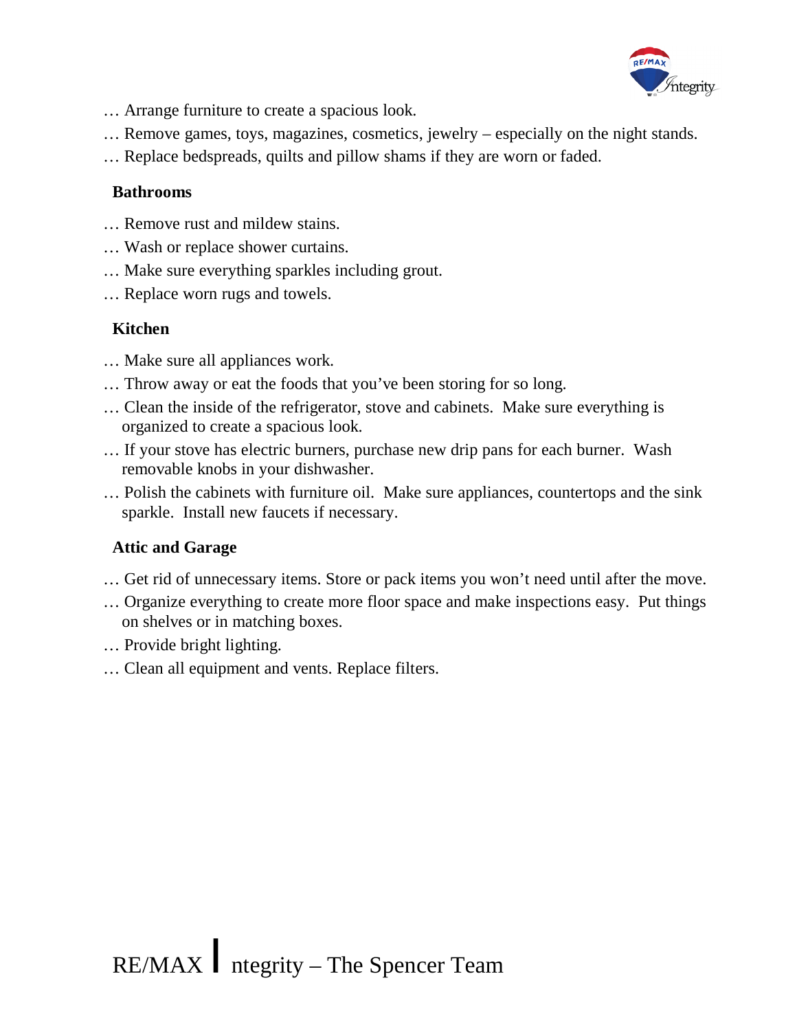… Arrange furniture to create a spacious look.

… Remove games, toys, magazines, cosmetics, jewelry – especially on the night stands.

… Replace bedspreads, quilts and pillow shams if they are worn or faded.

**Bathrooms**

… Remove rust and mildew stains.

… Wash or replace shower curtains.

… Make sure everything sparkles including grout.

… Replace worn rugs and towels.

**Kitchen**

… Make sure all appliances work.

… Throw away or eat the foods that you've been storing for so long.

… Clean the inside of the refrigerator, stove and cabinets. Make sure everything is organized to create a spacious look.

… If your stove has electric burners, purchase new drip pans for each burner. Wash removable knobs in your dishwasher.

… Polish the cabinets with furniture oil. Make sure appliances, countertops and the sink sparkle. Install new faucets if necessary.

**Attic and Garage**

… Get rid of unnecessary items. Store or pack items you won't need until after the move.

… Organize everything to create more floor space and make inspections easy. Put things on shelves or in matching boxes.

… Provide bright lighting.

… Clean all equipment and vents. Replace filters.